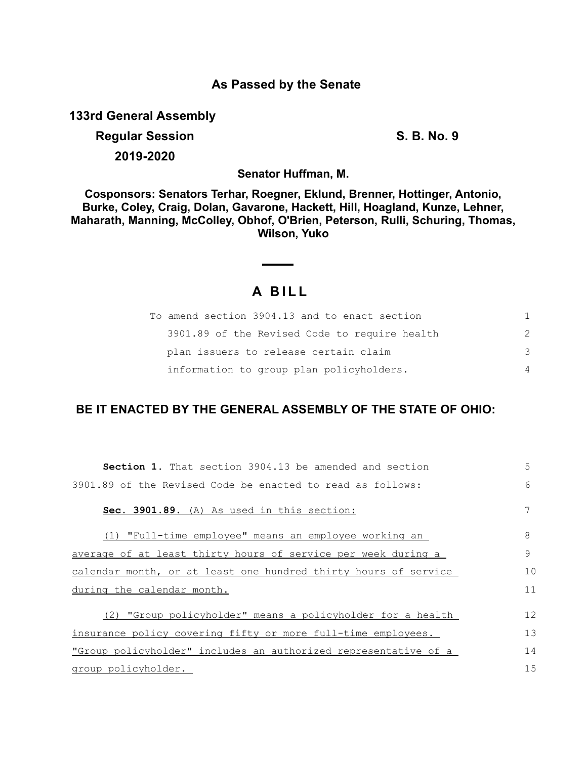**As Passed by the Senate**

**133rd General Assembly**

**Regular Session** **S. B. No. 9**

**2019-2020**

**Senator Huffman, M.**

**Cosponsors: Senators Terhar, Roegner, Eklund, Brenner, Hottinger, Antonio, Burke, Coley, Craig, Dolan, Gavarone, Hackett, Hill, Hoagland, Kunze, Lehner, Maharath, Manning, McColley, Obhof, O'Brien, Peterson, Rulli, Schuring, Thomas, Wilson, Yuko**

# A BILL

To amend section 3904.13 and to enact section 3901.89 of the Revised Code to require health plan issuers to release certain claim information to group plan policyholders.

**BE IT ENACTED BY THE GENERAL ASSEMBLY OF THE STATE OF OHIO:**

**Section 1.** That section 3904.13 be amended and section 3901.89 of the Revised Code be enacted to read as follows:

**Sec. 3901.89.** (A) As used in this section:

(1) "Full-time employee" means an employee working an average of at least thirty hours of service per week during a calendar month, or at least one hundred thirty hours of service during the calendar month.

(2) "Group policyholder" means a policyholder for a health insurance policy covering fifty or more full-time employees. "Group policyholder" includes an authorized representative of a group policyholder.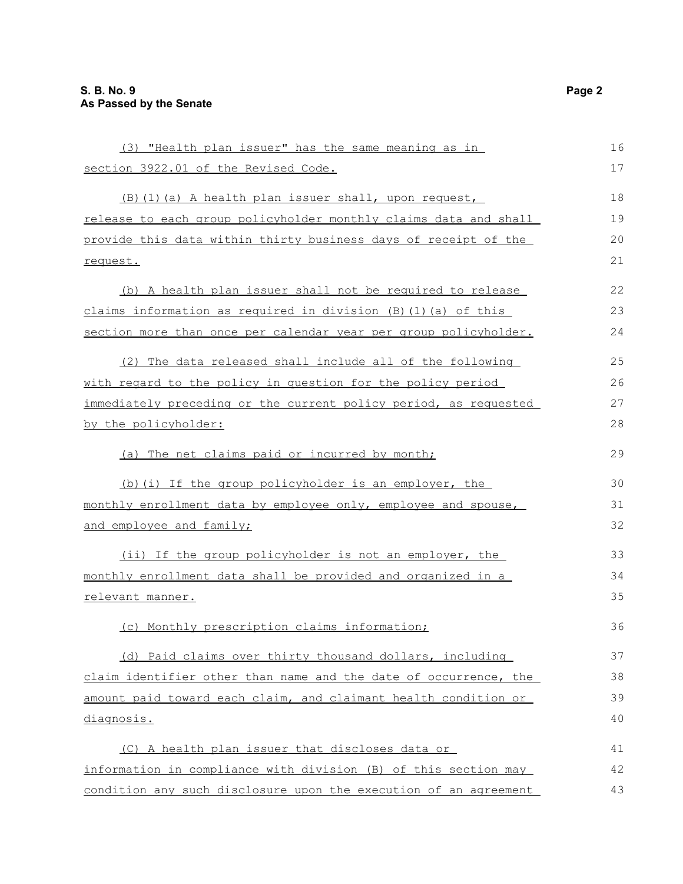(3) "Health plan issuer" has the same meaning as in section 3922.01 of the Revised Code.

(B)(1)(a) A health plan issuer shall, upon request, release to each group policyholder monthly claims data and shall provide this data within thirty business days of receipt of the request.

(b) A health plan issuer shall not be required to release claims information as required in division (B)(1)(a) of this section more than once per calendar year per group policyholder.

(2) The data released shall include all of the following with regard to the policy in question for the policy period immediately preceding or the current policy period, as requested by the policyholder:

(a) The net claims paid or incurred by month;

(b)(i) If the group policyholder is an employer, the monthly enrollment data by employee only, employee and spouse, and employee and family;

(ii) If the group policyholder is not an employer, the monthly enrollment data shall be provided and organized in a relevant manner.

(c) Monthly prescription claims information;

(d) Paid claims over thirty thousand dollars, including claim identifier other than name and the date of occurrence, the amount paid toward each claim, and claimant health condition or diagnosis.

(C) A health plan issuer that discloses data or information in compliance with division (B) of this section may condition any such disclosure upon the execution of an agreement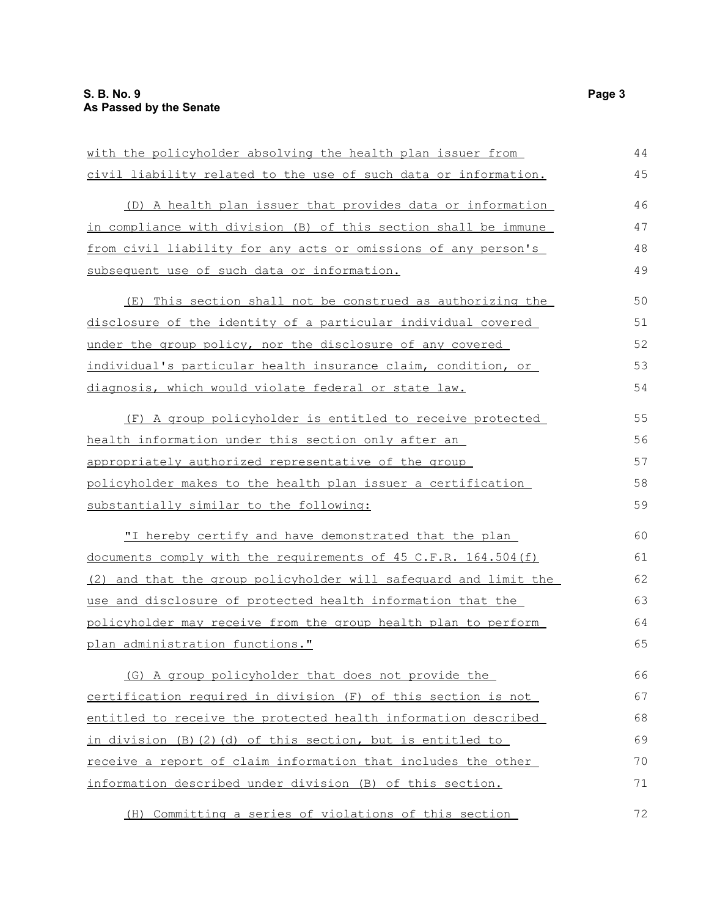with the policyholder absolving the health plan issuer from civil liability related to the use of such data or information.

(D) A health plan issuer that provides data or information in compliance with division (B) of this section shall be immune from civil liability for any acts or omissions of any person's subsequent use of such data or information.

(E) This section shall not be construed as authorizing the disclosure of the identity of a particular individual covered under the group policy, nor the disclosure of any covered individual's particular health insurance claim, condition, or diagnosis, which would violate federal or state law.

(F) A group policyholder is entitled to receive protected health information under this section only after an appropriately authorized representative of the group policyholder makes to the health plan issuer a certification substantially similar to the following:

"I hereby certify and have demonstrated that the plan documents comply with the requirements of 45 C.F.R. 164.504(f)(2) and that the group policyholder will safeguard and limit the use and disclosure of protected health information that the policyholder may receive from the group health plan to perform plan administration functions."

(G) A group policyholder that does not provide the certification required in division (F) of this section is not entitled to receive the protected health information described in division (B)(2)(d) of this section, but is entitled to receive a report of claim information that includes the other information described under division (B) of this section.

(H) Committing a series of violations of this section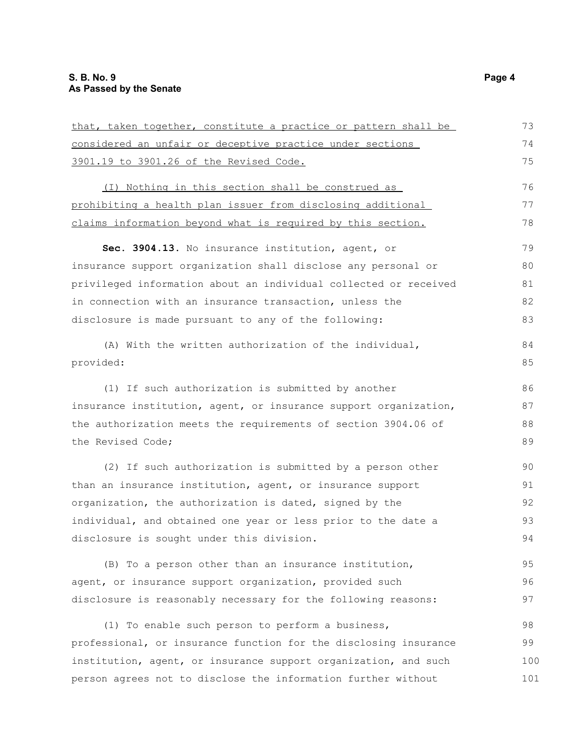that, taken together, constitute a practice or pattern shall be considered an unfair or deceptive practice under sections 3901.19 to 3901.26 of the Revised Code.

(I) Nothing in this section shall be construed as prohibiting a health plan issuer from disclosing additional claims information beyond what is required by this section.

**Sec. 3904.13.** No insurance institution, agent, or insurance support organization shall disclose any personal or privileged information about an individual collected or received in connection with an insurance transaction, unless the disclosure is made pursuant to any of the following:

(A) With the written authorization of the individual, provided:

(1) If such authorization is submitted by another insurance institution, agent, or insurance support organization, the authorization meets the requirements of section 3904.06 of the Revised Code;

(2) If such authorization is submitted by a person other than an insurance institution, agent, or insurance support organization, the authorization is dated, signed by the individual, and obtained one year or less prior to the date a disclosure is sought under this division.

(B) To a person other than an insurance institution, agent, or insurance support organization, provided such disclosure is reasonably necessary for the following reasons:

(1) To enable such person to perform a business, professional, or insurance function for the disclosing insurance institution, agent, or insurance support organization, and such person agrees not to disclose the information further without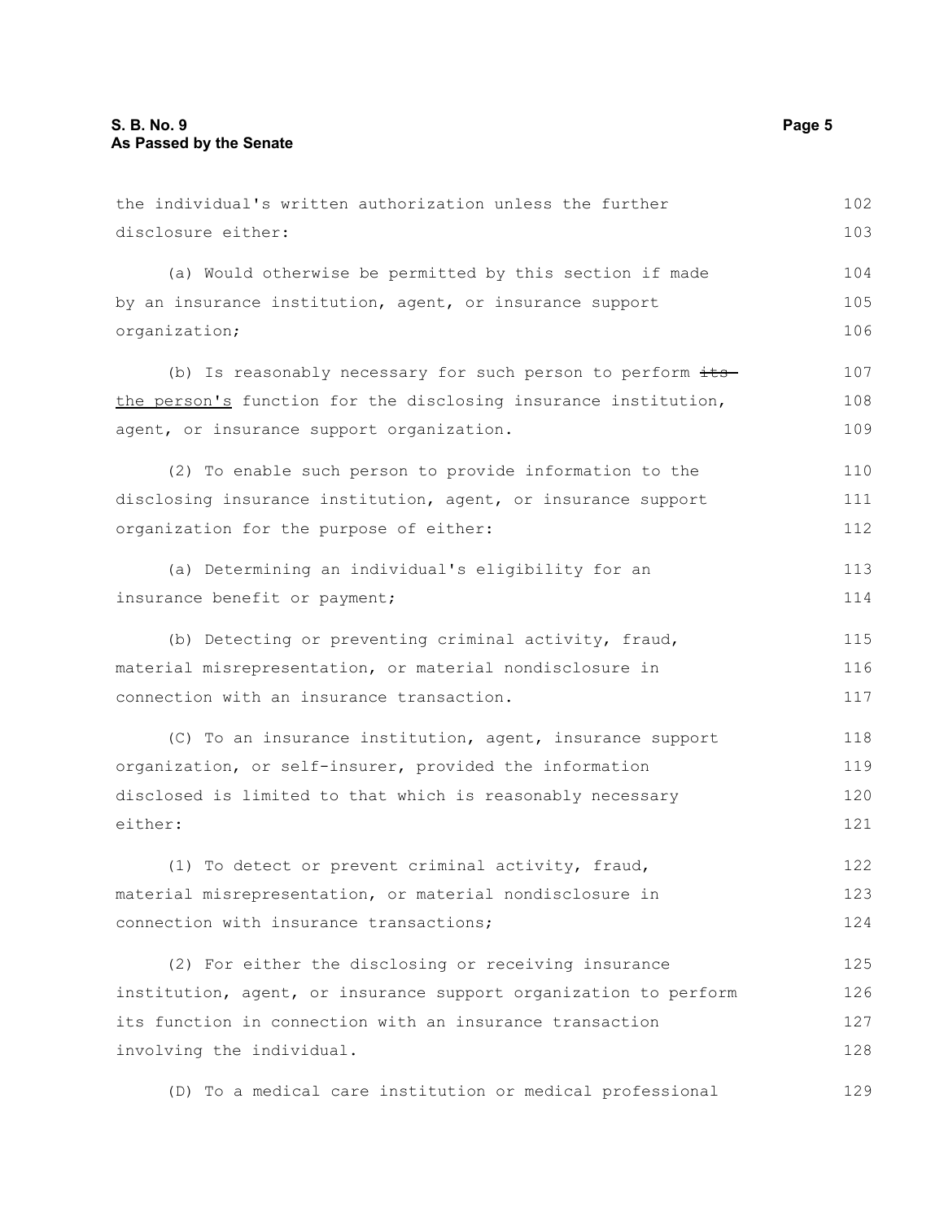the individual's written authorization unless the further disclosure either:

(a) Would otherwise be permitted by this section if made by an insurance institution, agent, or insurance support organization;

(b) Is reasonably necessary for such person to perform ~~its~~ <u>the person's</u> function for the disclosing insurance institution, agent, or insurance support organization.

(2) To enable such person to provide information to the disclosing insurance institution, agent, or insurance support organization for the purpose of either:

(a) Determining an individual's eligibility for an insurance benefit or payment;

(b) Detecting or preventing criminal activity, fraud, material misrepresentation, or material nondisclosure in connection with an insurance transaction.

(C) To an insurance institution, agent, insurance support organization, or self-insurer, provided the information disclosed is limited to that which is reasonably necessary either:

(1) To detect or prevent criminal activity, fraud, material misrepresentation, or material nondisclosure in connection with insurance transactions;

(2) For either the disclosing or receiving insurance institution, agent, or insurance support organization to perform its function in connection with an insurance transaction involving the individual.

(D) To a medical care institution or medical professional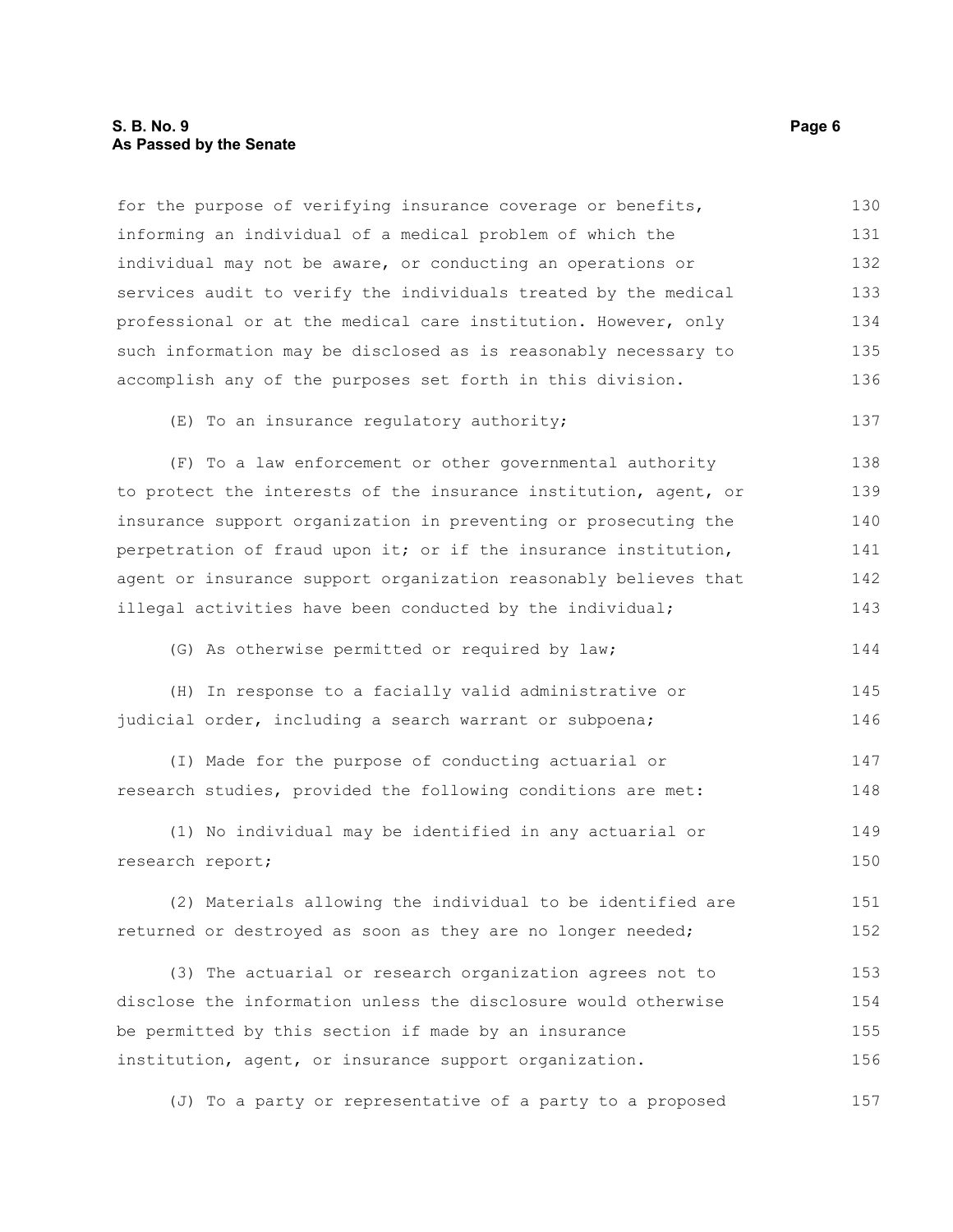for the purpose of verifying insurance coverage or benefits, informing an individual of a medical problem of which the individual may not be aware, or conducting an operations or services audit to verify the individuals treated by the medical professional or at the medical care institution. However, only such information may be disclosed as is reasonably necessary to accomplish any of the purposes set forth in this division.

(E) To an insurance regulatory authority;

(F) To a law enforcement or other governmental authority to protect the interests of the insurance institution, agent, or insurance support organization in preventing or prosecuting the perpetration of fraud upon it; or if the insurance institution, agent or insurance support organization reasonably believes that illegal activities have been conducted by the individual;

(G) As otherwise permitted or required by law;

(H) In response to a facially valid administrative or judicial order, including a search warrant or subpoena;

(I) Made for the purpose of conducting actuarial or research studies, provided the following conditions are met:

(1) No individual may be identified in any actuarial or research report;

(2) Materials allowing the individual to be identified are returned or destroyed as soon as they are no longer needed;

(3) The actuarial or research organization agrees not to disclose the information unless the disclosure would otherwise be permitted by this section if made by an insurance institution, agent, or insurance support organization.

(J) To a party or representative of a party to a proposed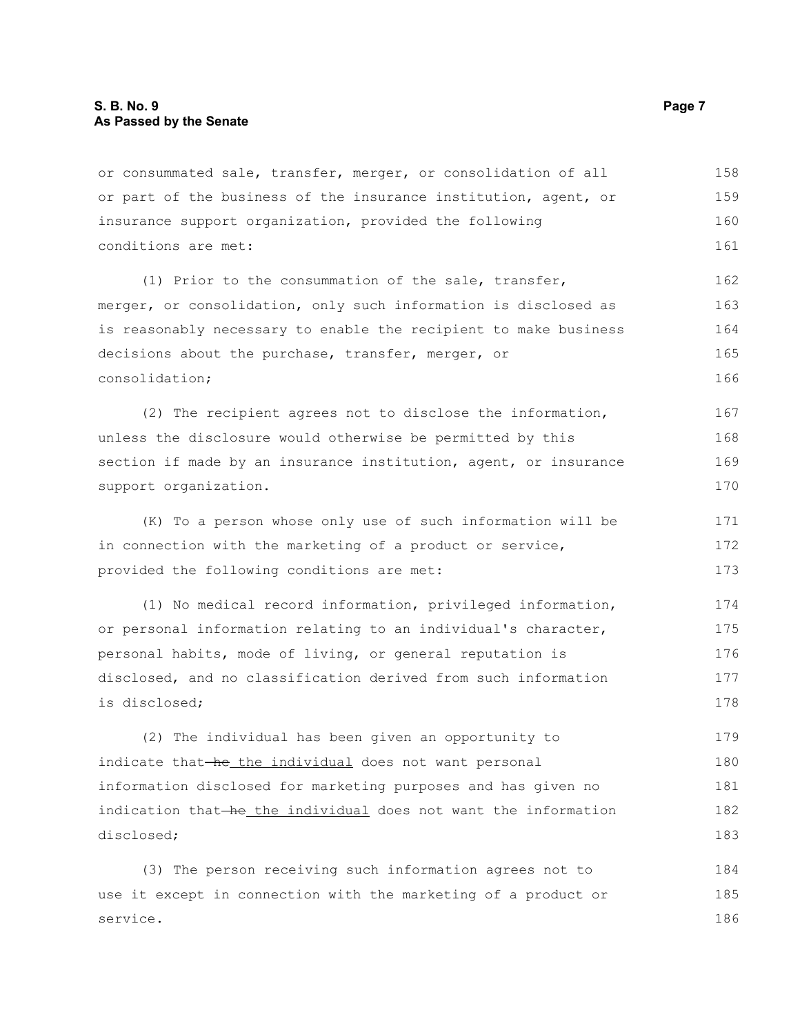or consummated sale, transfer, merger, or consolidation of all or part of the business of the insurance institution, agent, or insurance support organization, provided the following conditions are met:

(1) Prior to the consummation of the sale, transfer, merger, or consolidation, only such information is disclosed as is reasonably necessary to enable the recipient to make business decisions about the purchase, transfer, merger, or consolidation;

(2) The recipient agrees not to disclose the information, unless the disclosure would otherwise be permitted by this section if made by an insurance institution, agent, or insurance support organization.

(K) To a person whose only use of such information will be in connection with the marketing of a product or service, provided the following conditions are met:

(1) No medical record information, privileged information, or personal information relating to an individual's character, personal habits, mode of living, or general reputation is disclosed, and no classification derived from such information is disclosed;

(2) The individual has been given an opportunity to indicate that ~~he~~ <u>the individual</u> does not want personal information disclosed for marketing purposes and has given no indication that ~~he~~ <u>the individual</u> does not want the information disclosed;

(3) The person receiving such information agrees not to use it except in connection with the marketing of a product or service.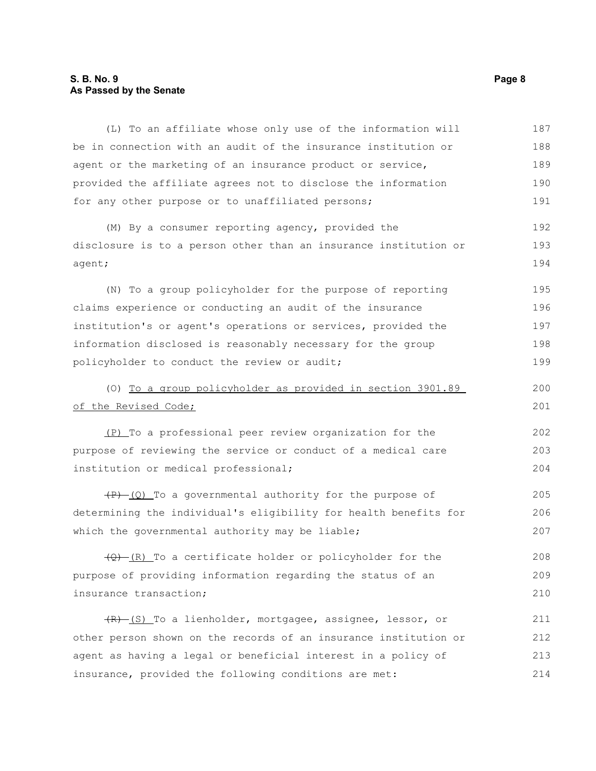(L) To an affiliate whose only use of the information will be in connection with an audit of the insurance institution or agent or the marketing of an insurance product or service, provided the affiliate agrees not to disclose the information for any other purpose or to unaffiliated persons;

(M) By a consumer reporting agency, provided the disclosure is to a person other than an insurance institution or agent;

(N) To a group policyholder for the purpose of reporting claims experience or conducting an audit of the insurance institution's or agent's operations or services, provided the information disclosed is reasonably necessary for the group policyholder to conduct the review or audit;

(O) To a group policyholder as provided in section 3901.89 of the Revised Code;

(P) To a professional peer review organization for the purpose of reviewing the service or conduct of a medical care institution or medical professional;

~~(P)~~ (Q) To a governmental authority for the purpose of determining the individual's eligibility for health benefits for which the governmental authority may be liable;

~~(Q)~~ (R) To a certificate holder or policyholder for the purpose of providing information regarding the status of an insurance transaction;

~~(R)~~ (S) To a lienholder, mortgagee, assignee, lessor, or other person shown on the records of an insurance institution or agent as having a legal or beneficial interest in a policy of insurance, provided the following conditions are met: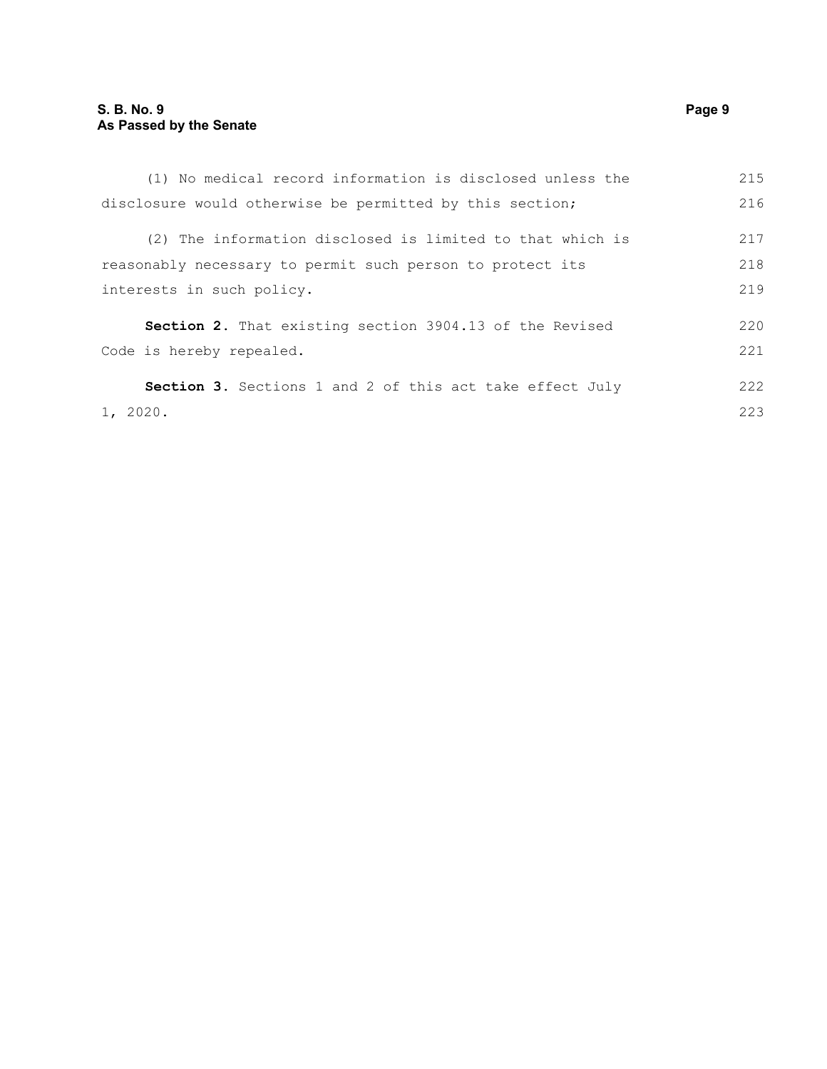(1) No medical record information is disclosed unless the disclosure would otherwise be permitted by this section;

(2) The information disclosed is limited to that which is reasonably necessary to permit such person to protect its interests in such policy.

**Section 2.** That existing section 3904.13 of the Revised Code is hereby repealed.

**Section 3.** Sections 1 and 2 of this act take effect July 1, 2020.